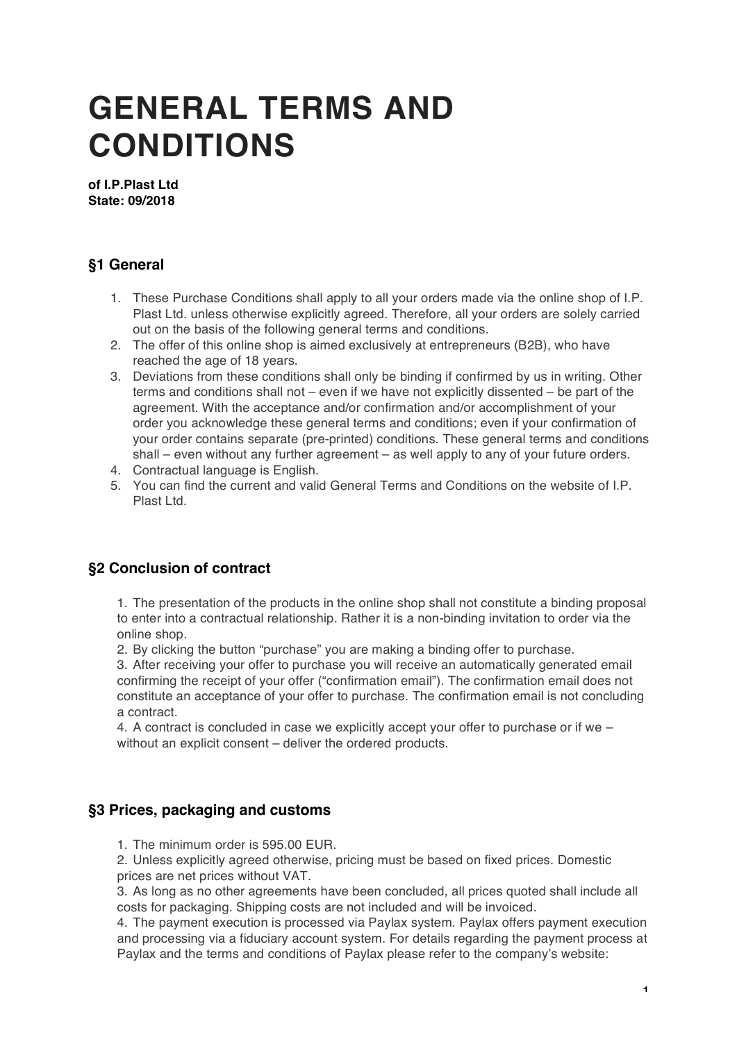# GENERAL TERMS AND CONDITIONS

**of I.P.Plast Ltd**
**State: 09/2018**

## §1 General

1. These Purchase Conditions shall apply to all your orders made via the online shop of I.P. Plast Ltd. unless otherwise explicitly agreed. Therefore, all your orders are solely carried out on the basis of the following general terms and conditions.
2. The offer of this online shop is aimed exclusively at entrepreneurs (B2B), who have reached the age of 18 years.
3. Deviations from these conditions shall only be binding if confirmed by us in writing. Other terms and conditions shall not – even if we have not explicitly dissented – be part of the agreement. With the acceptance and/or confirmation and/or accomplishment of your order you acknowledge these general terms and conditions; even if your confirmation of your order contains separate (pre-printed) conditions. These general terms and conditions shall – even without any further agreement – as well apply to any of your future orders.
4. Contractual language is English.
5. You can find the current and valid General Terms and Conditions on the website of I.P. Plast Ltd.

## §2 Conclusion of contract

1. The presentation of the products in the online shop shall not constitute a binding proposal to enter into a contractual relationship. Rather it is a non-binding invitation to order via the online shop.
2. By clicking the button "purchase" you are making a binding offer to purchase.
3. After receiving your offer to purchase you will receive an automatically generated email confirming the receipt of your offer ("confirmation email"). The confirmation email does not constitute an acceptance of your offer to purchase. The confirmation email is not concluding a contract.
4. A contract is concluded in case we explicitly accept your offer to purchase or if we – without an explicit consent – deliver the ordered products.

## §3 Prices, packaging and customs

1. The minimum order is 595.00 EUR.
2. Unless explicitly agreed otherwise, pricing must be based on fixed prices. Domestic prices are net prices without VAT.
3. As long as no other agreements have been concluded, all prices quoted shall include all costs for packaging. Shipping costs are not included and will be invoiced.
4. The payment execution is processed via Paylax system. Paylax offers payment execution and processing via a fiduciary account system. For details regarding the payment process at Paylax and the terms and conditions of Paylax please refer to the company's website: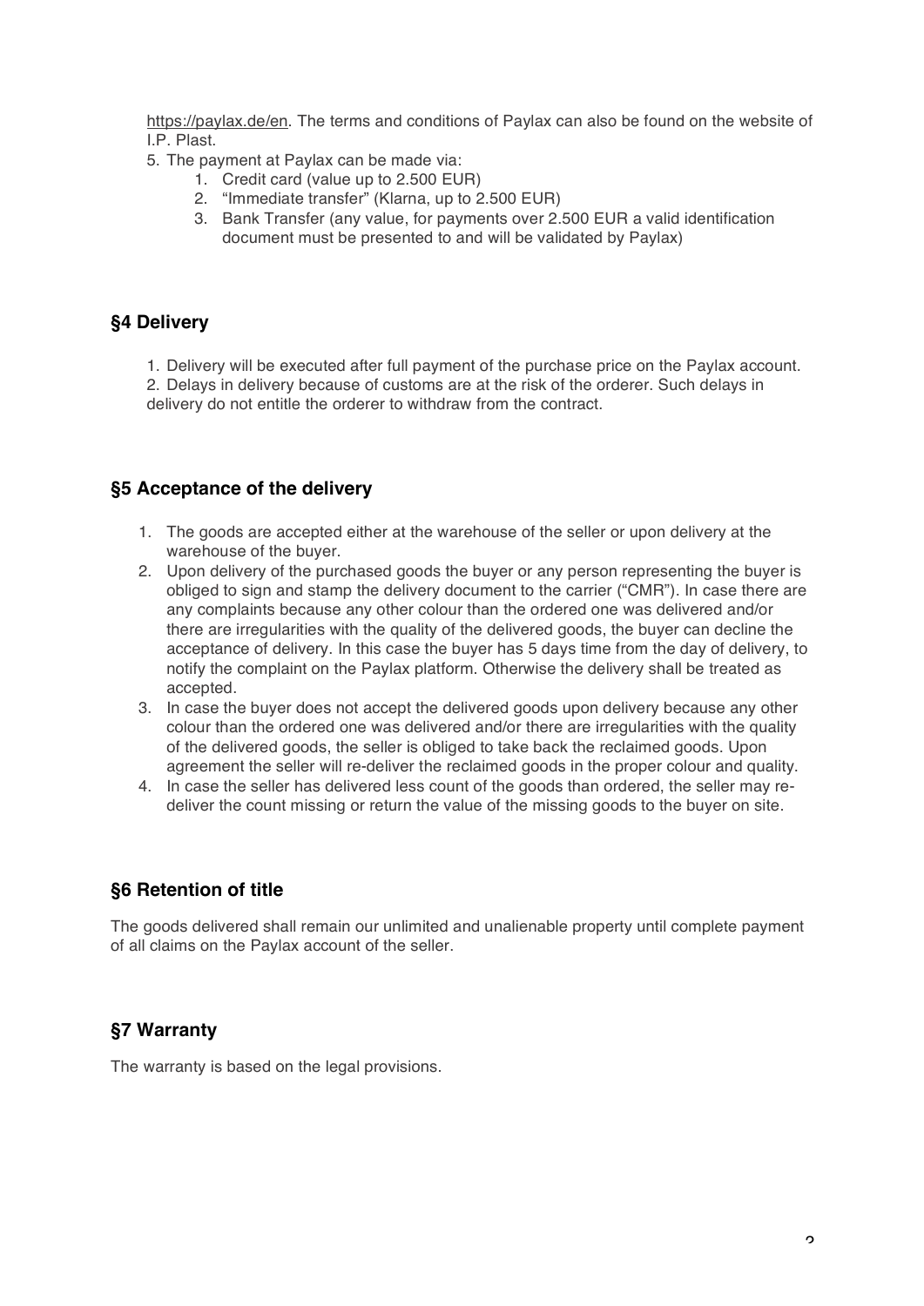https://paylax.de/en. The terms and conditions of Paylax can also be found on the website of I.P. Plast.

5. The payment at Paylax can be made via:
    1. Credit card (value up to 2.500 EUR)
    2. "Immediate transfer" (Klarna, up to 2.500 EUR)
    3. Bank Transfer (any value, for payments over 2.500 EUR a valid identification document must be presented to and will be validated by Paylax)

## §4 Delivery

1. Delivery will be executed after full payment of the purchase price on the Paylax account.
2. Delays in delivery because of customs are at the risk of the orderer. Such delays in delivery do not entitle the orderer to withdraw from the contract.

## §5 Acceptance of the delivery

1. The goods are accepted either at the warehouse of the seller or upon delivery at the warehouse of the buyer.
2. Upon delivery of the purchased goods the buyer or any person representing the buyer is obliged to sign and stamp the delivery document to the carrier ("CMR"). In case there are any complaints because any other colour than the ordered one was delivered and/or there are irregularities with the quality of the delivered goods, the buyer can decline the acceptance of delivery. In this case the buyer has 5 days time from the day of delivery, to notify the complaint on the Paylax platform. Otherwise the delivery shall be treated as accepted.
3. In case the buyer does not accept the delivered goods upon delivery because any other colour than the ordered one was delivered and/or there are irregularities with the quality of the delivered goods, the seller is obliged to take back the reclaimed goods. Upon agreement the seller will re-deliver the reclaimed goods in the proper colour and quality.
4. In case the seller has delivered less count of the goods than ordered, the seller may re-deliver the count missing or return the value of the missing goods to the buyer on site.

## §6 Retention of title

The goods delivered shall remain our unlimited and unalienable property until complete payment of all claims on the Paylax account of the seller.

## §7 Warranty

The warranty is based on the legal provisions.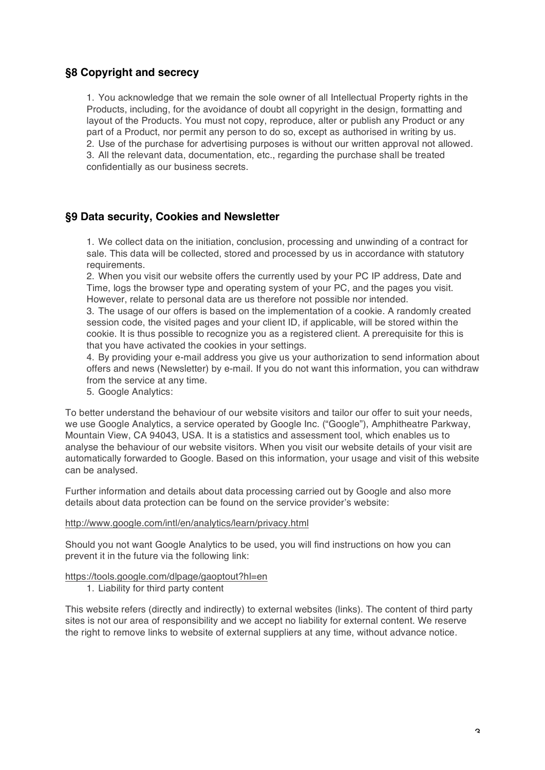## §8 Copyright and secrecy

1. You acknowledge that we remain the sole owner of all Intellectual Property rights in the Products, including, for the avoidance of doubt all copyright in the design, formatting and layout of the Products. You must not copy, reproduce, alter or publish any Product or any part of a Product, nor permit any person to do so, except as authorised in writing by us.
2. Use of the purchase for advertising purposes is without our written approval not allowed.
3. All the relevant data, documentation, etc., regarding the purchase shall be treated confidentially as our business secrets.

## §9 Data security, Cookies and Newsletter

1. We collect data on the initiation, conclusion, processing and unwinding of a contract for sale. This data will be collected, stored and processed by us in accordance with statutory requirements.
2. When you visit our website offers the currently used by your PC IP address, Date and Time, logs the browser type and operating system of your PC, and the pages you visit. However, relate to personal data are us therefore not possible nor intended.
3. The usage of our offers is based on the implementation of a cookie. A randomly created session code, the visited pages and your client ID, if applicable, will be stored within the cookie. It is thus possible to recognize you as a registered client. A prerequisite for this is that you have activated the cookies in your settings.
4. By providing your e-mail address you give us your authorization to send information about offers and news (Newsletter) by e-mail. If you do not want this information, you can withdraw from the service at any time.
5. Google Analytics:

To better understand the behaviour of our website visitors and tailor our offer to suit your needs, we use Google Analytics, a service operated by Google Inc. ("Google"), Amphitheatre Parkway, Mountain View, CA 94043, USA. It is a statistics and assessment tool, which enables us to analyse the behaviour of our website visitors. When you visit our website details of your visit are automatically forwarded to Google. Based on this information, your usage and visit of this website can be analysed.

Further information and details about data processing carried out by Google and also more details about data protection can be found on the service provider's website:

http://www.google.com/intl/en/analytics/learn/privacy.html

Should you not want Google Analytics to be used, you will find instructions on how you can prevent it in the future via the following link:

https://tools.google.com/dlpage/gaoptout?hl=en

1. Liability for third party content

This website refers (directly and indirectly) to external websites (links). The content of third party sites is not our area of responsibility and we accept no liability for external content. We reserve the right to remove links to website of external suppliers at any time, without advance notice.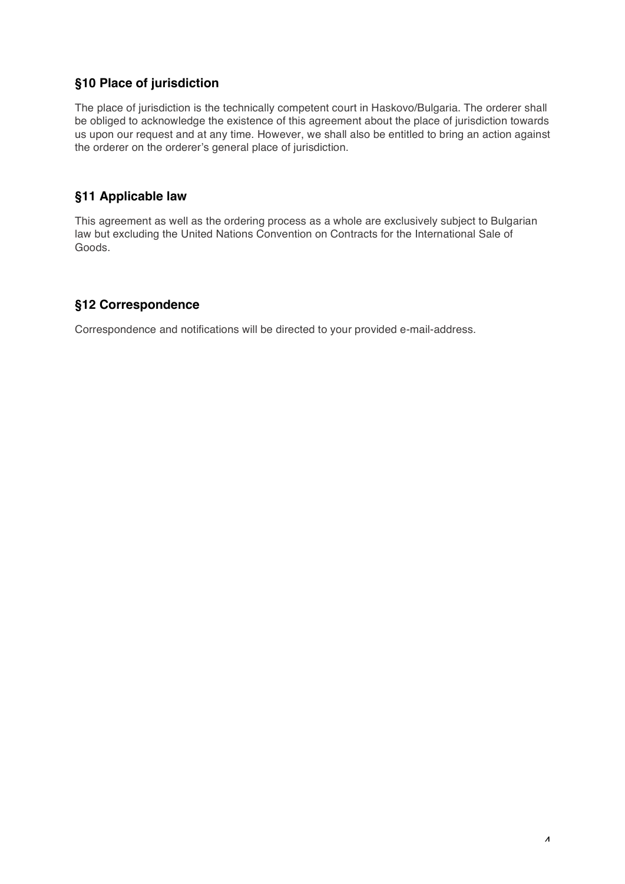## §10 Place of jurisdiction

The place of jurisdiction is the technically competent court in Haskovo/Bulgaria. The orderer shall be obliged to acknowledge the existence of this agreement about the place of jurisdiction towards us upon our request and at any time. However, we shall also be entitled to bring an action against the orderer on the orderer's general place of jurisdiction.

## §11 Applicable law

This agreement as well as the ordering process as a whole are exclusively subject to Bulgarian law but excluding the United Nations Convention on Contracts for the International Sale of Goods.

## §12 Correspondence

Correspondence and notifications will be directed to your provided e-mail-address.